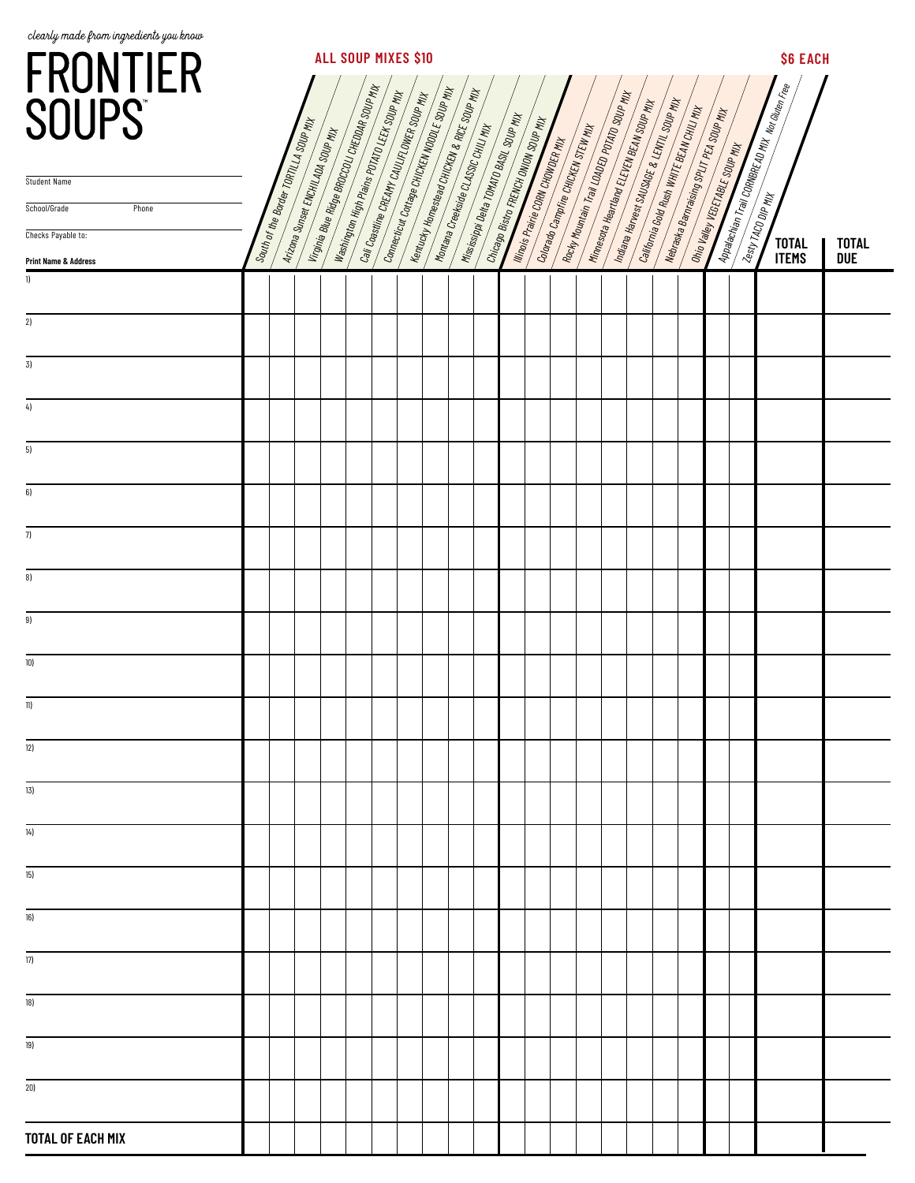*clearly made from ingredients you know*

# FRONTIER SOUPS™

Student Name

School/Grade Phone

Checks Payable to:

**ALL SOUP MIXES $10** | **$6 EACH**

| Print Name & Address | South of the Border TORTILLA SOUP MIX | Arizona Sunset ENCHILADA SOUP MIX | Virginia Blue Ridge BROCCOLI CHEDDAR SOUP MIX | Washington High Plains POTATO LEEK SOUP MIX | Cali Coastline CREAMY CAULIFLOWER SOUP MIX | Connecticut Cottage CHICKEN NOODLE SOUP MIX | Kentucky Homestead CHICKEN & RICE SOUP MIX | Montana Creekside CLASSIC CHILI MIX | Mississippi Delta TOMATO BASIL SOUP MIX | Chicago Bistro FRENCH ONION SOUP MIX | Illinois Prairie CORN CHOWDER MIX | Colorado Campfire CHICKEN STEW MIX | Rocky Mountain Trail LOADED POTATO SOUP MIX | Minnesota Heartland ELEVEN BEAN SOUP MIX | Indiana Harvest SAUSAGE & LENTIL SOUP MIX | California Gold Rush WHITE BEAN CHILI MIX | Nebraska Barnraising SPLIT PEA SOUP MIX | Ohio Valley VEGETABLE SOUP MIX | Appalachian Trail CORNBREAD MIX *Not Gluten Free* | Zesty TACO DIP MIX | TOTAL ITEMS | TOTAL DUE |
|---|---|---|---|---|---|---|---|---|---|---|---|---|---|---|---|---|---|---|---|---|---|---|
| 1) | | | | | | | | | | | | | | | | | | | | | | |
| 2) | | | | | | | | | | | | | | | | | | | | | | |
| 3) | | | | | | | | | | | | | | | | | | | | | | |
| 4) | | | | | | | | | | | | | | | | | | | | | | |
| 5) | | | | | | | | | | | | | | | | | | | | | | |
| 6) | | | | | | | | | | | | | | | | | | | | | | |
| 7) | | | | | | | | | | | | | | | | | | | | | | |
| 8) | | | | | | | | | | | | | | | | | | | | | | |
| 9) | | | | | | | | | | | | | | | | | | | | | | |
| 10) | | | | | | | | | | | | | | | | | | | | | | |
| 11) | | | | | | | | | | | | | | | | | | | | | | |
| 12) | | | | | | | | | | | | | | | | | | | | | | |
| 13) | | | | | | | | | | | | | | | | | | | | | | |
| 14) | | | | | | | | | | | | | | | | | | | | | | |
| 15) | | | | | | | | | | | | | | | | | | | | | | |
| 16) | | | | | | | | | | | | | | | | | | | | | | |
| 17) | | | | | | | | | | | | | | | | | | | | | | |
| 18) | | | | | | | | | | | | | | | | | | | | | | |
| 19) | | | | | | | | | | | | | | | | | | | | | | |
| 20) | | | | | | | | | | | | | | | | | | | | | | |
| **TOTAL OF EACH MIX** | | | | | | | | | | | | | | | | | | | | | | |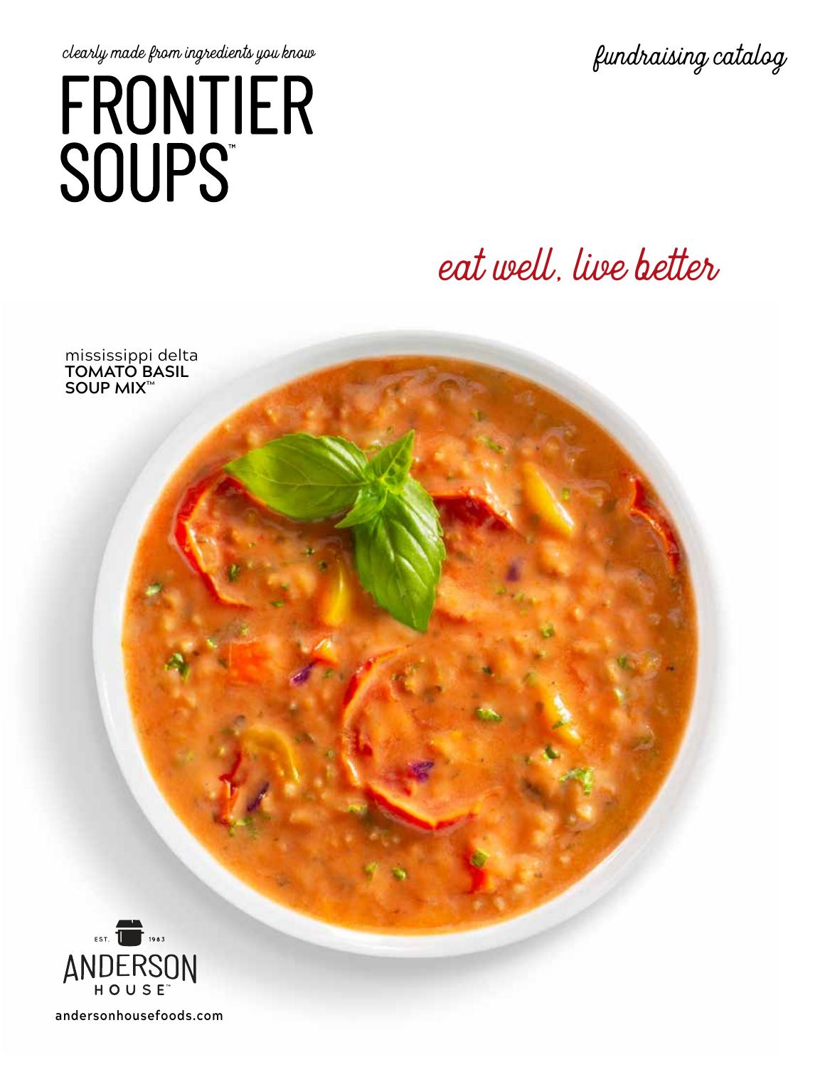clearly made from ingredients you know

# FRONTIER SOUPS™

fundraising catalog

## eat well, live better

mississippi delta
**TOMATO BASIL SOUP MIX™**

EST. 1983
ANDERSON HOUSE™

andersonhousefoods.com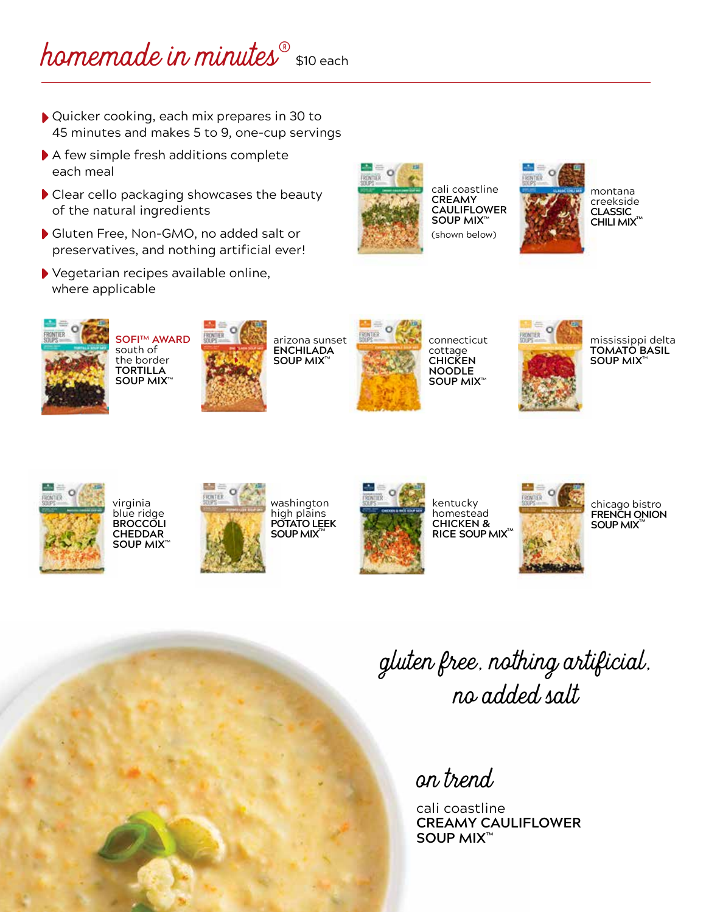# homemade in minutes® $10 each

- Quicker cooking, each mix prepares in 30 to 45 minutes and makes 5 to 9, one-cup servings
- A few simple fresh additions complete each meal
- Clear cello packaging showcases the beauty of the natural ingredients
- Gluten Free, Non-GMO, no added salt or preservatives, and nothing artificial ever!
- Vegetarian recipes available online, where applicable

cali coastline **CREAMY CAULIFLOWER SOUP MIX™** (shown below)

montana creekside **CLASSIC CHILI MIX™**

**SOFI™ AWARD** south of the border **TORTILLA SOUP MIX™**

arizona sunset **ENCHILADA SOUP MIX™**

connecticut cottage **CHICKEN NOODLE SOUP MIX™**

mississippi delta **TOMATO BASIL SOUP MIX™**

virginia blue ridge **BROCCOLI CHEDDAR SOUP MIX™**

washington high plains **POTATO LEEK SOUP MIX™**

kentucky homestead **CHICKEN & RICE SOUP MIX™**

chicago bistro **FRENCH ONION SOUP MIX™**

*gluten free, nothing artificial, no added salt*

## on trend

cali coastline **CREAMY CAULIFLOWER SOUP MIX™**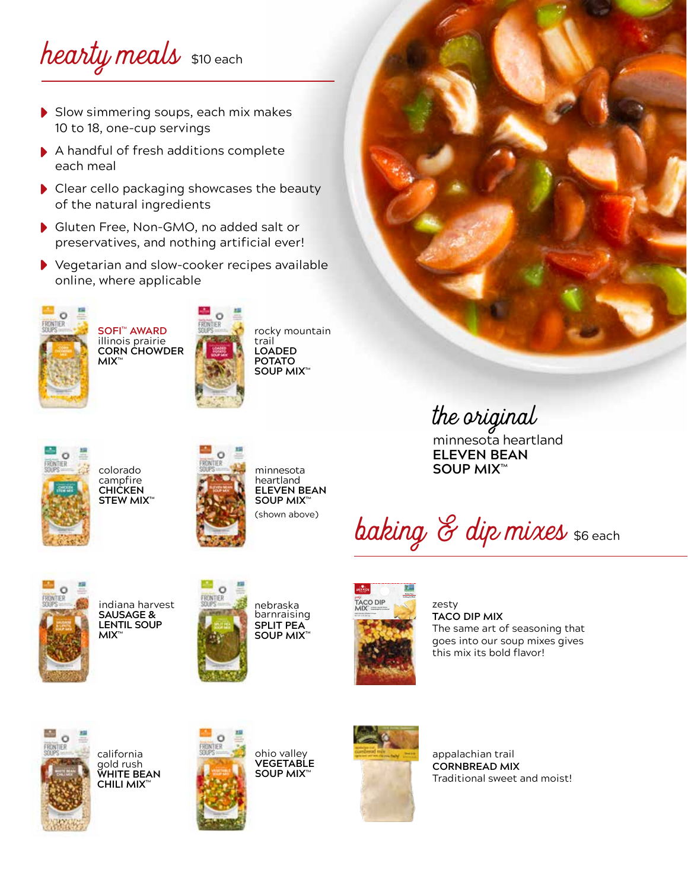## hearty meals $10 each

- Slow simmering soups, each mix makes 10 to 18, one-cup servings
- A handful of fresh additions complete each meal
- Clear cello packaging showcases the beauty of the natural ingredients
- Gluten Free, Non-GMO, no added salt or preservatives, and nothing artificial ever!
- Vegetarian and slow-cooker recipes available online, where applicable

SOFI™ AWARD
illinois prairie
**CORN CHOWDER MIX™**

rocky mountain trail
**LOADED POTATO SOUP MIX™**

colorado campfire
**CHICKEN STEW MIX™**

minnesota heartland
**ELEVEN BEAN SOUP MIX™**
(shown above)

indiana harvest
**SAUSAGE & LENTIL SOUP MIX™**

nebraska barnraising
**SPLIT PEA SOUP MIX™**

california gold rush
**WHITE BEAN CHILI MIX™**

ohio valley
**VEGETABLE SOUP MIX™**

### the original

minnesota heartland
**ELEVEN BEAN SOUP MIX™**

## baking & dip mixes $6 each

zesty
**TACO DIP MIX**
The same art of seasoning that goes into our soup mixes gives this mix its bold flavor!

appalachian trail
**CORNBREAD MIX**
Traditional sweet and moist!